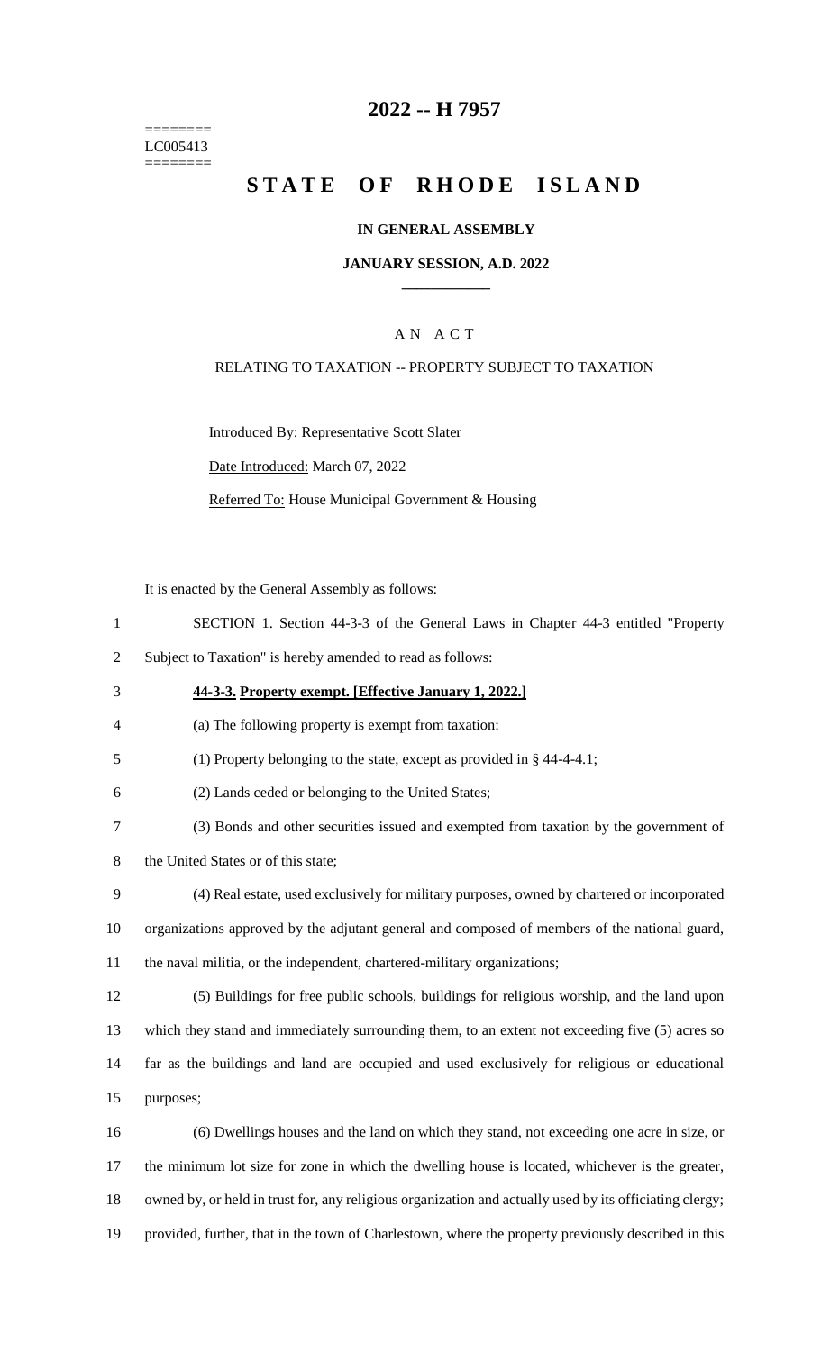========
LC005413
========

# 2022 -- H 7957

# STATE OF RHODE ISLAND

**IN GENERAL ASSEMBLY**

**JANUARY SESSION, A.D. 2022**

---

A N A C T

RELATING TO TAXATION -- PROPERTY SUBJECT TO TAXATION

Introduced By: Representative Scott Slater

Date Introduced: March 07, 2022

Referred To: House Municipal Government & Housing

It is enacted by the General Assembly as follows:

1 SECTION 1. Section 44-3-3 of the General Laws in Chapter 44-3 entitled "Property
2 Subject to Taxation" is hereby amended to read as follows:

3 **44-3-3. Property exempt. [Effective January 1, 2022.]**

4 (a) The following property is exempt from taxation:

5 (1) Property belonging to the state, except as provided in § 44-4-4.1;

6 (2) Lands ceded or belonging to the United States;

7 (3) Bonds and other securities issued and exempted from taxation by the government of
8 the United States or of this state;

9 (4) Real estate, used exclusively for military purposes, owned by chartered or incorporated
10 organizations approved by the adjutant general and composed of members of the national guard,
11 the naval militia, or the independent, chartered-military organizations;

12 (5) Buildings for free public schools, buildings for religious worship, and the land upon
13 which they stand and immediately surrounding them, to an extent not exceeding five (5) acres so
14 far as the buildings and land are occupied and used exclusively for religious or educational
15 purposes;

16 (6) Dwellings houses and the land on which they stand, not exceeding one acre in size, or
17 the minimum lot size for zone in which the dwelling house is located, whichever is the greater,
18 owned by, or held in trust for, any religious organization and actually used by its officiating clergy;
19 provided, further, that in the town of Charlestown, where the property previously described in this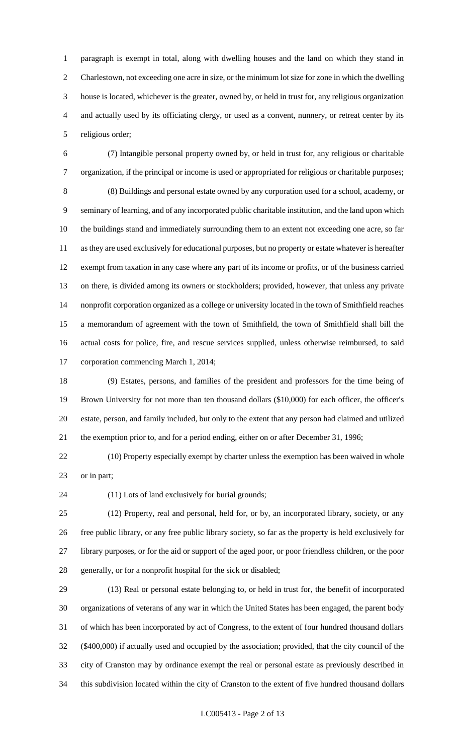paragraph is exempt in total, along with dwelling houses and the land on which they stand in Charlestown, not exceeding one acre in size, or the minimum lot size for zone in which the dwelling house is located, whichever is the greater, owned by, or held in trust for, any religious organization and actually used by its officiating clergy, or used as a convent, nunnery, or retreat center by its religious order;

(7) Intangible personal property owned by, or held in trust for, any religious or charitable organization, if the principal or income is used or appropriated for religious or charitable purposes;

(8) Buildings and personal estate owned by any corporation used for a school, academy, or seminary of learning, and of any incorporated public charitable institution, and the land upon which the buildings stand and immediately surrounding them to an extent not exceeding one acre, so far as they are used exclusively for educational purposes, but no property or estate whatever is hereafter exempt from taxation in any case where any part of its income or profits, or of the business carried on there, is divided among its owners or stockholders; provided, however, that unless any private nonprofit corporation organized as a college or university located in the town of Smithfield reaches a memorandum of agreement with the town of Smithfield, the town of Smithfield shall bill the actual costs for police, fire, and rescue services supplied, unless otherwise reimbursed, to said corporation commencing March 1, 2014;

(9) Estates, persons, and families of the president and professors for the time being of Brown University for not more than ten thousand dollars ($10,000) for each officer, the officer's estate, person, and family included, but only to the extent that any person had claimed and utilized the exemption prior to, and for a period ending, either on or after December 31, 1996;

(10) Property especially exempt by charter unless the exemption has been waived in whole or in part;

(11) Lots of land exclusively for burial grounds;

(12) Property, real and personal, held for, or by, an incorporated library, society, or any free public library, or any free public library society, so far as the property is held exclusively for library purposes, or for the aid or support of the aged poor, or poor friendless children, or the poor generally, or for a nonprofit hospital for the sick or disabled;

(13) Real or personal estate belonging to, or held in trust for, the benefit of incorporated organizations of veterans of any war in which the United States has been engaged, the parent body of which has been incorporated by act of Congress, to the extent of four hundred thousand dollars ($400,000) if actually used and occupied by the association; provided, that the city council of the city of Cranston may by ordinance exempt the real or personal estate as previously described in this subdivision located within the city of Cranston to the extent of five hundred thousand dollars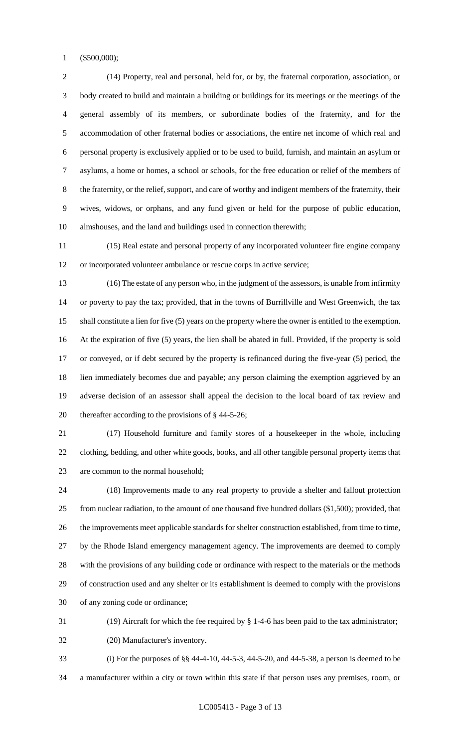($500,000);

(14) Property, real and personal, held for, or by, the fraternal corporation, association, or body created to build and maintain a building or buildings for its meetings or the meetings of the general assembly of its members, or subordinate bodies of the fraternity, and for the accommodation of other fraternal bodies or associations, the entire net income of which real and personal property is exclusively applied or to be used to build, furnish, and maintain an asylum or asylums, a home or homes, a school or schools, for the free education or relief of the members of the fraternity, or the relief, support, and care of worthy and indigent members of the fraternity, their wives, widows, or orphans, and any fund given or held for the purpose of public education, almshouses, and the land and buildings used in connection therewith;

(15) Real estate and personal property of any incorporated volunteer fire engine company or incorporated volunteer ambulance or rescue corps in active service;

(16) The estate of any person who, in the judgment of the assessors, is unable from infirmity or poverty to pay the tax; provided, that in the towns of Burrillville and West Greenwich, the tax shall constitute a lien for five (5) years on the property where the owner is entitled to the exemption. At the expiration of five (5) years, the lien shall be abated in full. Provided, if the property is sold or conveyed, or if debt secured by the property is refinanced during the five-year (5) period, the lien immediately becomes due and payable; any person claiming the exemption aggrieved by an adverse decision of an assessor shall appeal the decision to the local board of tax review and thereafter according to the provisions of § 44-5-26;

(17) Household furniture and family stores of a housekeeper in the whole, including clothing, bedding, and other white goods, books, and all other tangible personal property items that are common to the normal household;

(18) Improvements made to any real property to provide a shelter and fallout protection from nuclear radiation, to the amount of one thousand five hundred dollars ($1,500); provided, that the improvements meet applicable standards for shelter construction established, from time to time, by the Rhode Island emergency management agency. The improvements are deemed to comply with the provisions of any building code or ordinance with respect to the materials or the methods of construction used and any shelter or its establishment is deemed to comply with the provisions of any zoning code or ordinance;

(19) Aircraft for which the fee required by § 1-4-6 has been paid to the tax administrator;

(20) Manufacturer's inventory.

(i) For the purposes of §§ 44-4-10, 44-5-3, 44-5-20, and 44-5-38, a person is deemed to be a manufacturer within a city or town within this state if that person uses any premises, room, or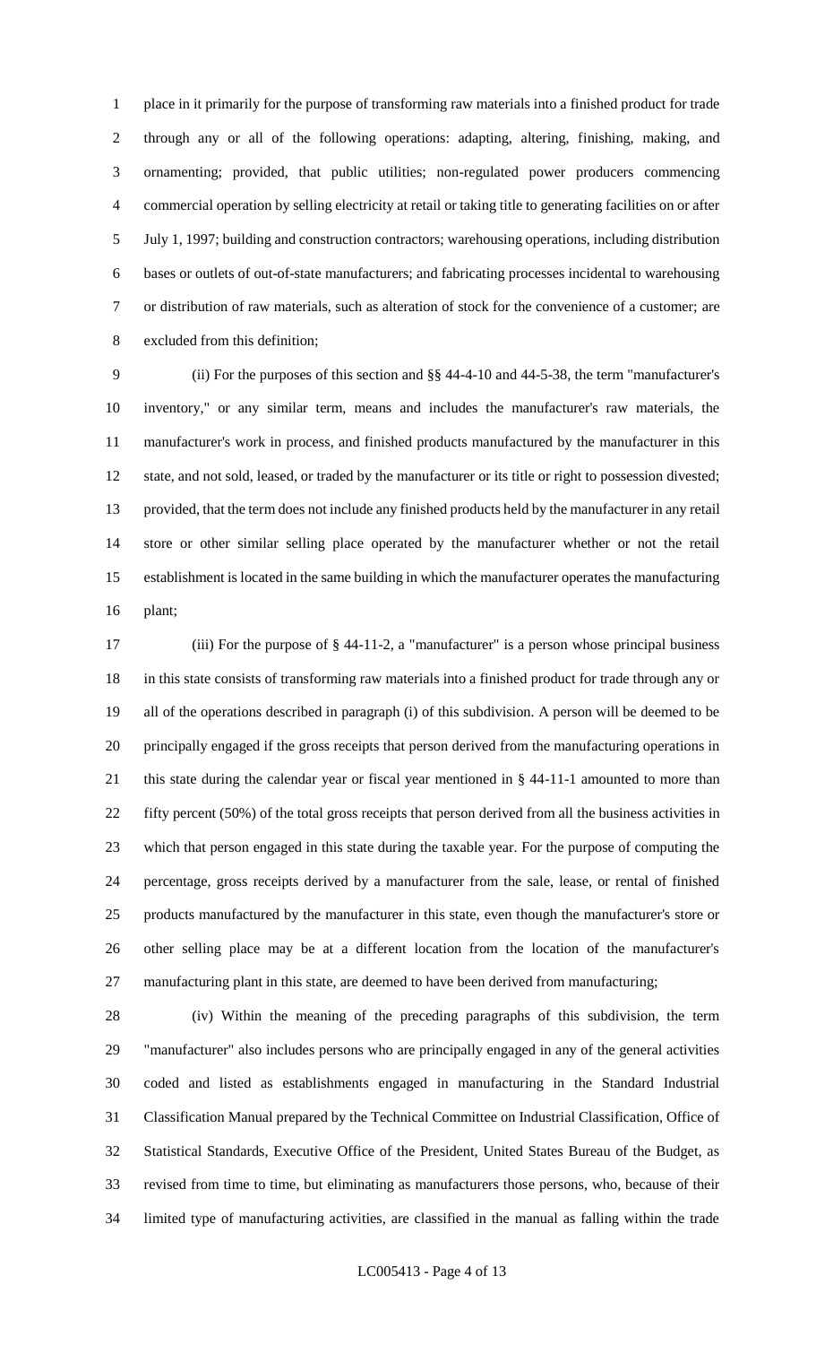place in it primarily for the purpose of transforming raw materials into a finished product for trade through any or all of the following operations: adapting, altering, finishing, making, and ornamenting; provided, that public utilities; non-regulated power producers commencing commercial operation by selling electricity at retail or taking title to generating facilities on or after July 1, 1997; building and construction contractors; warehousing operations, including distribution bases or outlets of out-of-state manufacturers; and fabricating processes incidental to warehousing or distribution of raw materials, such as alteration of stock for the convenience of a customer; are excluded from this definition;

(ii) For the purposes of this section and §§ 44-4-10 and 44-5-38, the term "manufacturer's inventory," or any similar term, means and includes the manufacturer's raw materials, the manufacturer's work in process, and finished products manufactured by the manufacturer in this state, and not sold, leased, or traded by the manufacturer or its title or right to possession divested; provided, that the term does not include any finished products held by the manufacturer in any retail store or other similar selling place operated by the manufacturer whether or not the retail establishment is located in the same building in which the manufacturer operates the manufacturing plant;

(iii) For the purpose of § 44-11-2, a "manufacturer" is a person whose principal business in this state consists of transforming raw materials into a finished product for trade through any or all of the operations described in paragraph (i) of this subdivision. A person will be deemed to be principally engaged if the gross receipts that person derived from the manufacturing operations in this state during the calendar year or fiscal year mentioned in § 44-11-1 amounted to more than fifty percent (50%) of the total gross receipts that person derived from all the business activities in which that person engaged in this state during the taxable year. For the purpose of computing the percentage, gross receipts derived by a manufacturer from the sale, lease, or rental of finished products manufactured by the manufacturer in this state, even though the manufacturer's store or other selling place may be at a different location from the location of the manufacturer's manufacturing plant in this state, are deemed to have been derived from manufacturing;

(iv) Within the meaning of the preceding paragraphs of this subdivision, the term "manufacturer" also includes persons who are principally engaged in any of the general activities coded and listed as establishments engaged in manufacturing in the Standard Industrial Classification Manual prepared by the Technical Committee on Industrial Classification, Office of Statistical Standards, Executive Office of the President, United States Bureau of the Budget, as revised from time to time, but eliminating as manufacturers those persons, who, because of their limited type of manufacturing activities, are classified in the manual as falling within the trade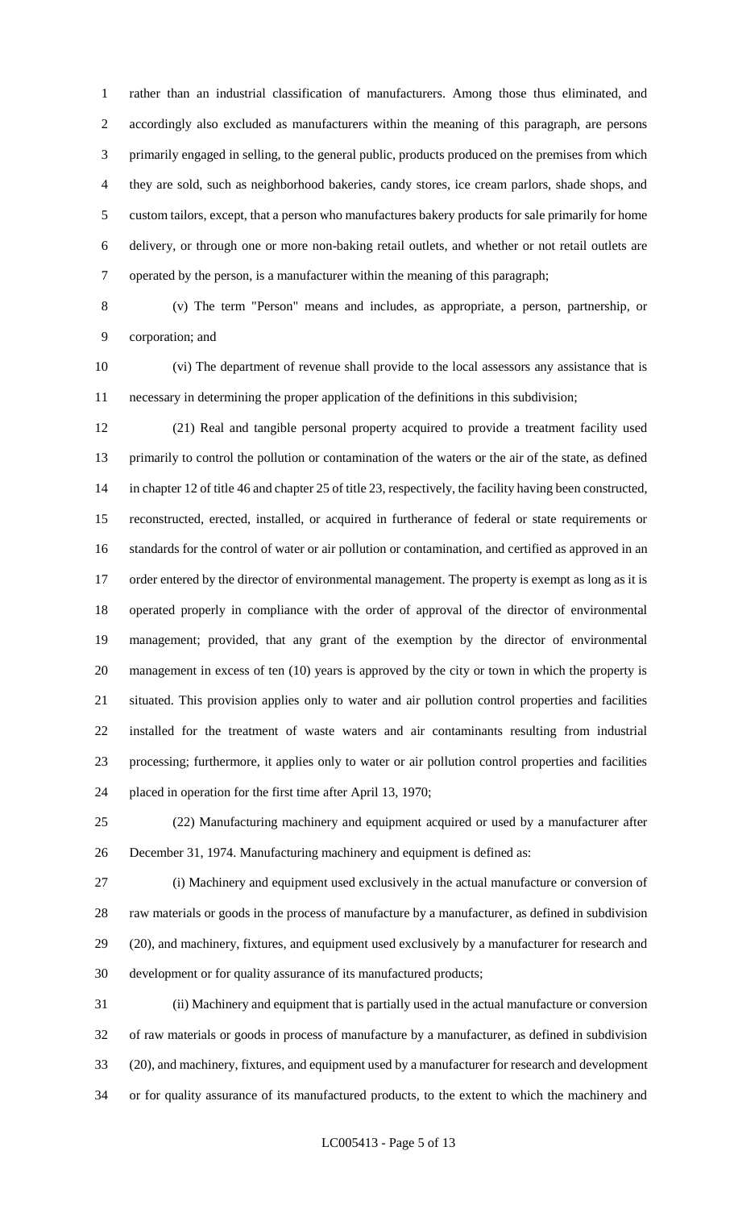rather than an industrial classification of manufacturers. Among those thus eliminated, and accordingly also excluded as manufacturers within the meaning of this paragraph, are persons primarily engaged in selling, to the general public, products produced on the premises from which they are sold, such as neighborhood bakeries, candy stores, ice cream parlors, shade shops, and custom tailors, except, that a person who manufactures bakery products for sale primarily for home delivery, or through one or more non-baking retail outlets, and whether or not retail outlets are operated by the person, is a manufacturer within the meaning of this paragraph;

(v) The term "Person" means and includes, as appropriate, a person, partnership, or corporation; and

(vi) The department of revenue shall provide to the local assessors any assistance that is necessary in determining the proper application of the definitions in this subdivision;

(21) Real and tangible personal property acquired to provide a treatment facility used primarily to control the pollution or contamination of the waters or the air of the state, as defined in chapter 12 of title 46 and chapter 25 of title 23, respectively, the facility having been constructed, reconstructed, erected, installed, or acquired in furtherance of federal or state requirements or standards for the control of water or air pollution or contamination, and certified as approved in an order entered by the director of environmental management. The property is exempt as long as it is operated properly in compliance with the order of approval of the director of environmental management; provided, that any grant of the exemption by the director of environmental management in excess of ten (10) years is approved by the city or town in which the property is situated. This provision applies only to water and air pollution control properties and facilities installed for the treatment of waste waters and air contaminants resulting from industrial processing; furthermore, it applies only to water or air pollution control properties and facilities placed in operation for the first time after April 13, 1970;

(22) Manufacturing machinery and equipment acquired or used by a manufacturer after December 31, 1974. Manufacturing machinery and equipment is defined as:

(i) Machinery and equipment used exclusively in the actual manufacture or conversion of raw materials or goods in the process of manufacture by a manufacturer, as defined in subdivision (20), and machinery, fixtures, and equipment used exclusively by a manufacturer for research and development or for quality assurance of its manufactured products;

(ii) Machinery and equipment that is partially used in the actual manufacture or conversion of raw materials or goods in process of manufacture by a manufacturer, as defined in subdivision (20), and machinery, fixtures, and equipment used by a manufacturer for research and development or for quality assurance of its manufactured products, to the extent to which the machinery and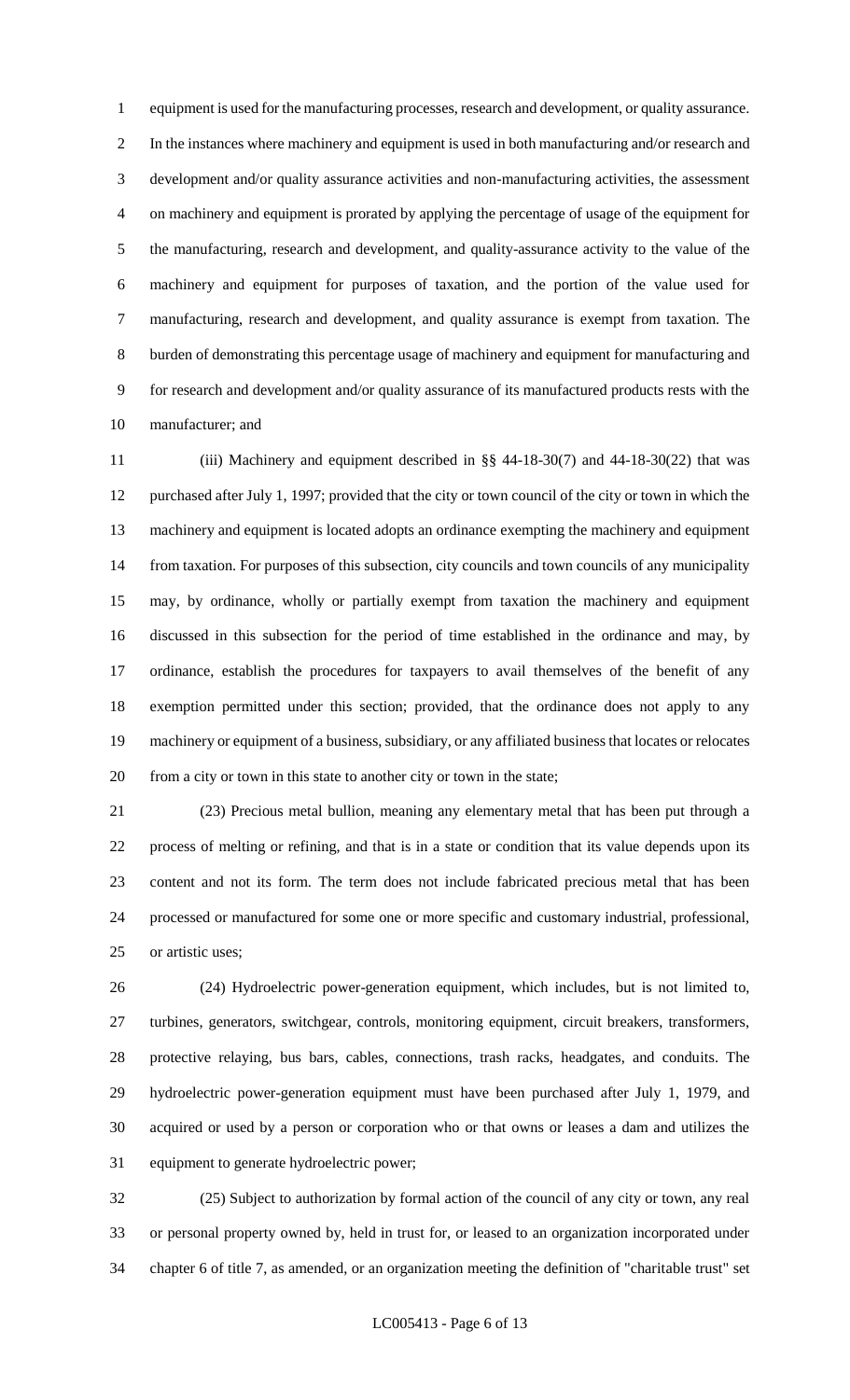equipment is used for the manufacturing processes, research and development, or quality assurance. In the instances where machinery and equipment is used in both manufacturing and/or research and development and/or quality assurance activities and non-manufacturing activities, the assessment on machinery and equipment is prorated by applying the percentage of usage of the equipment for the manufacturing, research and development, and quality-assurance activity to the value of the machinery and equipment for purposes of taxation, and the portion of the value used for manufacturing, research and development, and quality assurance is exempt from taxation. The burden of demonstrating this percentage usage of machinery and equipment for manufacturing and for research and development and/or quality assurance of its manufactured products rests with the manufacturer; and

(iii) Machinery and equipment described in §§ 44-18-30(7) and 44-18-30(22) that was purchased after July 1, 1997; provided that the city or town council of the city or town in which the machinery and equipment is located adopts an ordinance exempting the machinery and equipment from taxation. For purposes of this subsection, city councils and town councils of any municipality may, by ordinance, wholly or partially exempt from taxation the machinery and equipment discussed in this subsection for the period of time established in the ordinance and may, by ordinance, establish the procedures for taxpayers to avail themselves of the benefit of any exemption permitted under this section; provided, that the ordinance does not apply to any machinery or equipment of a business, subsidiary, or any affiliated business that locates or relocates from a city or town in this state to another city or town in the state;

(23) Precious metal bullion, meaning any elementary metal that has been put through a process of melting or refining, and that is in a state or condition that its value depends upon its content and not its form. The term does not include fabricated precious metal that has been processed or manufactured for some one or more specific and customary industrial, professional, or artistic uses;

(24) Hydroelectric power-generation equipment, which includes, but is not limited to, turbines, generators, switchgear, controls, monitoring equipment, circuit breakers, transformers, protective relaying, bus bars, cables, connections, trash racks, headgates, and conduits. The hydroelectric power-generation equipment must have been purchased after July 1, 1979, and acquired or used by a person or corporation who or that owns or leases a dam and utilizes the equipment to generate hydroelectric power;

(25) Subject to authorization by formal action of the council of any city or town, any real or personal property owned by, held in trust for, or leased to an organization incorporated under chapter 6 of title 7, as amended, or an organization meeting the definition of "charitable trust" set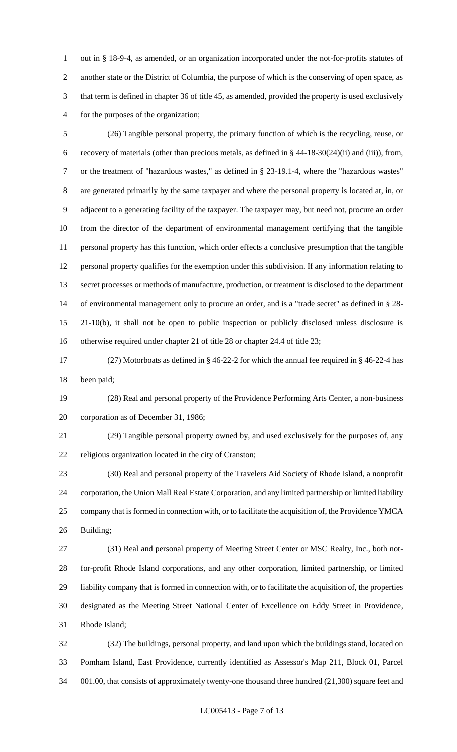out in § 18-9-4, as amended, or an organization incorporated under the not-for-profits statutes of another state or the District of Columbia, the purpose of which is the conserving of open space, as that term is defined in chapter 36 of title 45, as amended, provided the property is used exclusively for the purposes of the organization;

(26) Tangible personal property, the primary function of which is the recycling, reuse, or recovery of materials (other than precious metals, as defined in § 44-18-30(24)(ii) and (iii)), from, or the treatment of "hazardous wastes," as defined in § 23-19.1-4, where the "hazardous wastes" are generated primarily by the same taxpayer and where the personal property is located at, in, or adjacent to a generating facility of the taxpayer. The taxpayer may, but need not, procure an order from the director of the department of environmental management certifying that the tangible personal property has this function, which order effects a conclusive presumption that the tangible personal property qualifies for the exemption under this subdivision. If any information relating to secret processes or methods of manufacture, production, or treatment is disclosed to the department of environmental management only to procure an order, and is a "trade secret" as defined in § 28-21-10(b), it shall not be open to public inspection or publicly disclosed unless disclosure is otherwise required under chapter 21 of title 28 or chapter 24.4 of title 23;

(27) Motorboats as defined in § 46-22-2 for which the annual fee required in § 46-22-4 has been paid;

(28) Real and personal property of the Providence Performing Arts Center, a non-business corporation as of December 31, 1986;

(29) Tangible personal property owned by, and used exclusively for the purposes of, any religious organization located in the city of Cranston;

(30) Real and personal property of the Travelers Aid Society of Rhode Island, a nonprofit corporation, the Union Mall Real Estate Corporation, and any limited partnership or limited liability company that is formed in connection with, or to facilitate the acquisition of, the Providence YMCA Building;

(31) Real and personal property of Meeting Street Center or MSC Realty, Inc., both not-for-profit Rhode Island corporations, and any other corporation, limited partnership, or limited liability company that is formed in connection with, or to facilitate the acquisition of, the properties designated as the Meeting Street National Center of Excellence on Eddy Street in Providence, Rhode Island;

(32) The buildings, personal property, and land upon which the buildings stand, located on Pomham Island, East Providence, currently identified as Assessor's Map 211, Block 01, Parcel 001.00, that consists of approximately twenty-one thousand three hundred (21,300) square feet and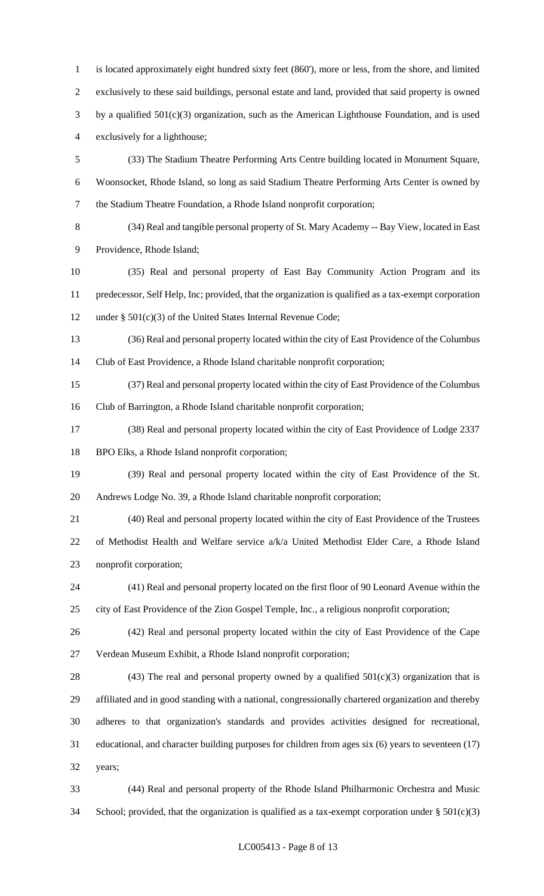is located approximately eight hundred sixty feet (860'), more or less, from the shore, and limited exclusively to these said buildings, personal estate and land, provided that said property is owned by a qualified 501(c)(3) organization, such as the American Lighthouse Foundation, and is used exclusively for a lighthouse;

(33) The Stadium Theatre Performing Arts Centre building located in Monument Square, Woonsocket, Rhode Island, so long as said Stadium Theatre Performing Arts Center is owned by the Stadium Theatre Foundation, a Rhode Island nonprofit corporation;

(34) Real and tangible personal property of St. Mary Academy -- Bay View, located in East Providence, Rhode Island;

(35) Real and personal property of East Bay Community Action Program and its predecessor, Self Help, Inc; provided, that the organization is qualified as a tax-exempt corporation under § 501(c)(3) of the United States Internal Revenue Code;

(36) Real and personal property located within the city of East Providence of the Columbus Club of East Providence, a Rhode Island charitable nonprofit corporation;

(37) Real and personal property located within the city of East Providence of the Columbus Club of Barrington, a Rhode Island charitable nonprofit corporation;

(38) Real and personal property located within the city of East Providence of Lodge 2337 BPO Elks, a Rhode Island nonprofit corporation;

(39) Real and personal property located within the city of East Providence of the St. Andrews Lodge No. 39, a Rhode Island charitable nonprofit corporation;

(40) Real and personal property located within the city of East Providence of the Trustees of Methodist Health and Welfare service a/k/a United Methodist Elder Care, a Rhode Island nonprofit corporation;

(41) Real and personal property located on the first floor of 90 Leonard Avenue within the city of East Providence of the Zion Gospel Temple, Inc., a religious nonprofit corporation;

(42) Real and personal property located within the city of East Providence of the Cape Verdean Museum Exhibit, a Rhode Island nonprofit corporation;

(43) The real and personal property owned by a qualified 501(c)(3) organization that is affiliated and in good standing with a national, congressionally chartered organization and thereby adheres to that organization's standards and provides activities designed for recreational, educational, and character building purposes for children from ages six (6) years to seventeen (17) years;

(44) Real and personal property of the Rhode Island Philharmonic Orchestra and Music School; provided, that the organization is qualified as a tax-exempt corporation under § 501(c)(3)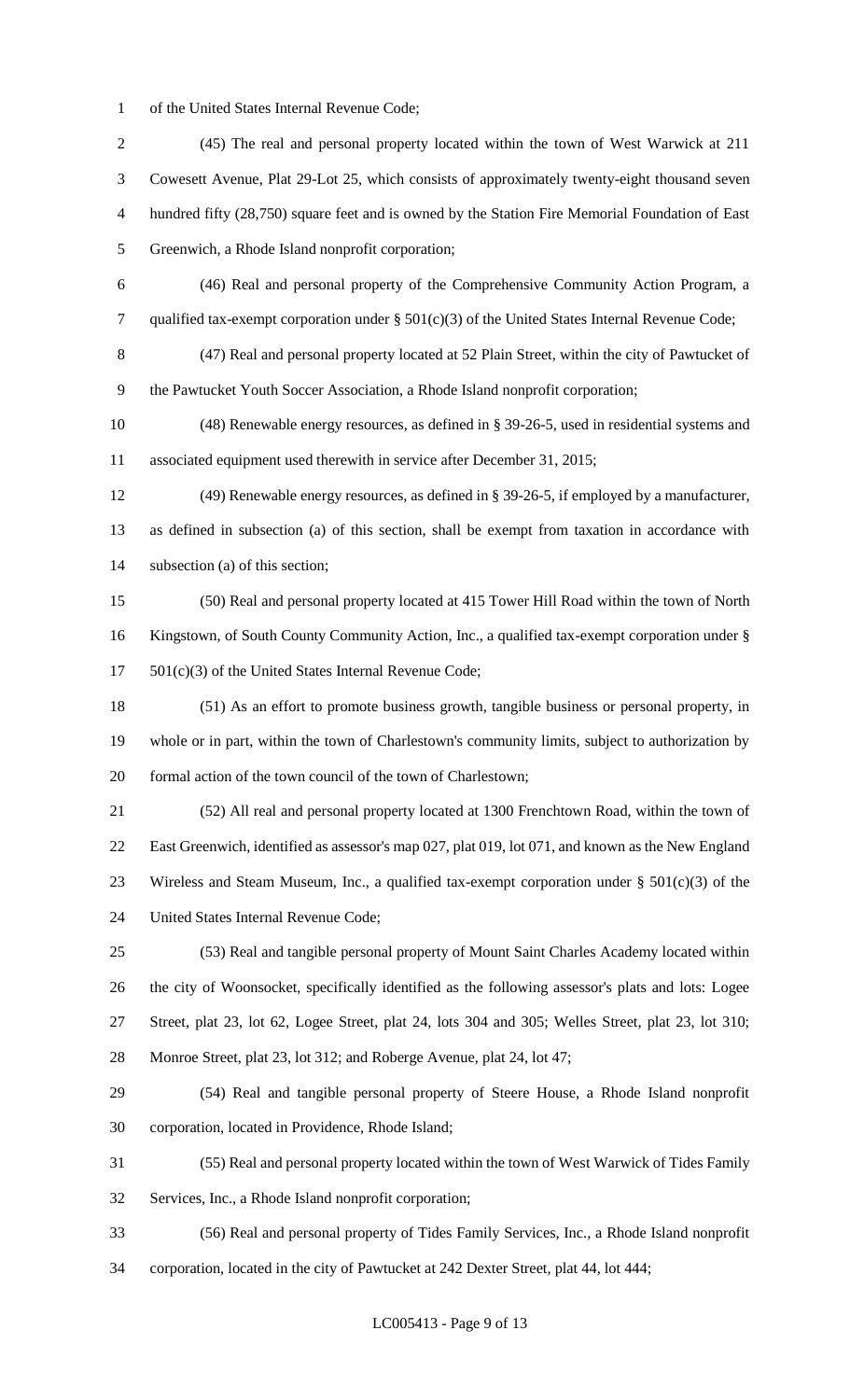of the United States Internal Revenue Code;

(45) The real and personal property located within the town of West Warwick at 211 Cowesett Avenue, Plat 29-Lot 25, which consists of approximately twenty-eight thousand seven hundred fifty (28,750) square feet and is owned by the Station Fire Memorial Foundation of East Greenwich, a Rhode Island nonprofit corporation;

(46) Real and personal property of the Comprehensive Community Action Program, a qualified tax-exempt corporation under § 501(c)(3) of the United States Internal Revenue Code;

(47) Real and personal property located at 52 Plain Street, within the city of Pawtucket of the Pawtucket Youth Soccer Association, a Rhode Island nonprofit corporation;

(48) Renewable energy resources, as defined in § 39-26-5, used in residential systems and associated equipment used therewith in service after December 31, 2015;

(49) Renewable energy resources, as defined in § 39-26-5, if employed by a manufacturer, as defined in subsection (a) of this section, shall be exempt from taxation in accordance with subsection (a) of this section;

(50) Real and personal property located at 415 Tower Hill Road within the town of North Kingstown, of South County Community Action, Inc., a qualified tax-exempt corporation under § 501(c)(3) of the United States Internal Revenue Code;

(51) As an effort to promote business growth, tangible business or personal property, in whole or in part, within the town of Charlestown's community limits, subject to authorization by formal action of the town council of the town of Charlestown;

(52) All real and personal property located at 1300 Frenchtown Road, within the town of East Greenwich, identified as assessor's map 027, plat 019, lot 071, and known as the New England Wireless and Steam Museum, Inc., a qualified tax-exempt corporation under § 501(c)(3) of the United States Internal Revenue Code;

(53) Real and tangible personal property of Mount Saint Charles Academy located within the city of Woonsocket, specifically identified as the following assessor's plats and lots: Logee Street, plat 23, lot 62, Logee Street, plat 24, lots 304 and 305; Welles Street, plat 23, lot 310; Monroe Street, plat 23, lot 312; and Roberge Avenue, plat 24, lot 47;

(54) Real and tangible personal property of Steere House, a Rhode Island nonprofit corporation, located in Providence, Rhode Island;

(55) Real and personal property located within the town of West Warwick of Tides Family Services, Inc., a Rhode Island nonprofit corporation;

(56) Real and personal property of Tides Family Services, Inc., a Rhode Island nonprofit corporation, located in the city of Pawtucket at 242 Dexter Street, plat 44, lot 444;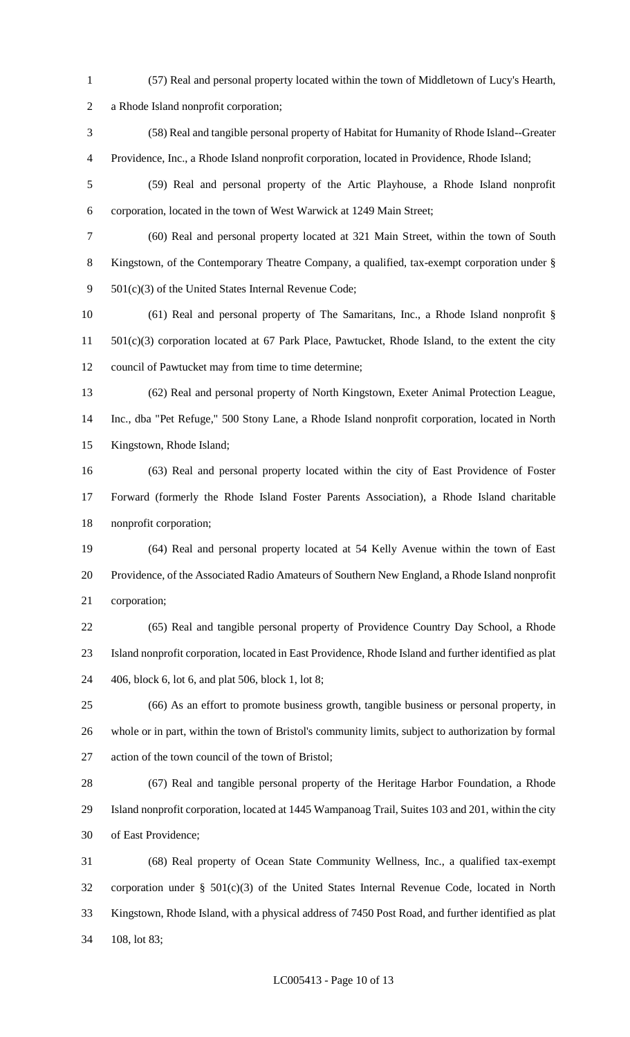(57) Real and personal property located within the town of Middletown of Lucy's Hearth, a Rhode Island nonprofit corporation;

(58) Real and tangible personal property of Habitat for Humanity of Rhode Island--Greater Providence, Inc., a Rhode Island nonprofit corporation, located in Providence, Rhode Island;

(59) Real and personal property of the Artic Playhouse, a Rhode Island nonprofit corporation, located in the town of West Warwick at 1249 Main Street;

(60) Real and personal property located at 321 Main Street, within the town of South Kingstown, of the Contemporary Theatre Company, a qualified, tax-exempt corporation under § 501(c)(3) of the United States Internal Revenue Code;

(61) Real and personal property of The Samaritans, Inc., a Rhode Island nonprofit § 501(c)(3) corporation located at 67 Park Place, Pawtucket, Rhode Island, to the extent the city council of Pawtucket may from time to time determine;

(62) Real and personal property of North Kingstown, Exeter Animal Protection League, Inc., dba "Pet Refuge," 500 Stony Lane, a Rhode Island nonprofit corporation, located in North Kingstown, Rhode Island;

(63) Real and personal property located within the city of East Providence of Foster Forward (formerly the Rhode Island Foster Parents Association), a Rhode Island charitable nonprofit corporation;

(64) Real and personal property located at 54 Kelly Avenue within the town of East Providence, of the Associated Radio Amateurs of Southern New England, a Rhode Island nonprofit corporation;

(65) Real and tangible personal property of Providence Country Day School, a Rhode Island nonprofit corporation, located in East Providence, Rhode Island and further identified as plat 406, block 6, lot 6, and plat 506, block 1, lot 8;

(66) As an effort to promote business growth, tangible business or personal property, in whole or in part, within the town of Bristol's community limits, subject to authorization by formal action of the town council of the town of Bristol;

(67) Real and tangible personal property of the Heritage Harbor Foundation, a Rhode Island nonprofit corporation, located at 1445 Wampanoag Trail, Suites 103 and 201, within the city of East Providence;

(68) Real property of Ocean State Community Wellness, Inc., a qualified tax-exempt corporation under § 501(c)(3) of the United States Internal Revenue Code, located in North Kingstown, Rhode Island, with a physical address of 7450 Post Road, and further identified as plat 108, lot 83;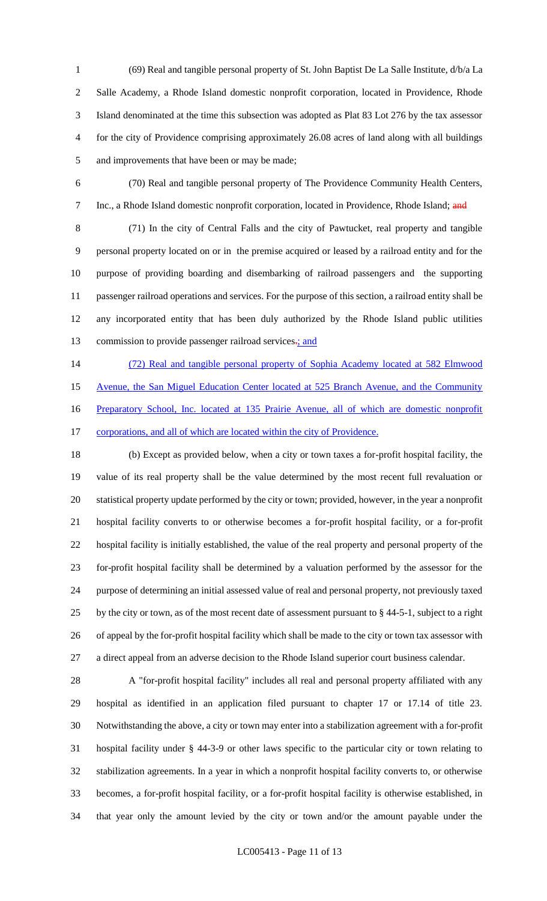(69) Real and tangible personal property of St. John Baptist De La Salle Institute, d/b/a La Salle Academy, a Rhode Island domestic nonprofit corporation, located in Providence, Rhode Island denominated at the time this subsection was adopted as Plat 83 Lot 276 by the tax assessor for the city of Providence comprising approximately 26.08 acres of land along with all buildings and improvements that have been or may be made;

(70) Real and tangible personal property of The Providence Community Health Centers, Inc., a Rhode Island domestic nonprofit corporation, located in Providence, Rhode Island; ~~and~~

(71) In the city of Central Falls and the city of Pawtucket, real property and tangible personal property located on or in the premise acquired or leased by a railroad entity and for the purpose of providing boarding and disembarking of railroad passengers and the supporting passenger railroad operations and services. For the purpose of this section, a railroad entity shall be any incorporated entity that has been duly authorized by the Rhode Island public utilities commission to provide passenger railroad services~~.~~; and

(72) Real and tangible personal property of Sophia Academy located at 582 Elmwood Avenue, the San Miguel Education Center located at 525 Branch Avenue, and the Community Preparatory School, Inc. located at 135 Prairie Avenue, all of which are domestic nonprofit corporations, and all of which are located within the city of Providence.

(b) Except as provided below, when a city or town taxes a for-profit hospital facility, the value of its real property shall be the value determined by the most recent full revaluation or statistical property update performed by the city or town; provided, however, in the year a nonprofit hospital facility converts to or otherwise becomes a for-profit hospital facility, or a for-profit hospital facility is initially established, the value of the real property and personal property of the for-profit hospital facility shall be determined by a valuation performed by the assessor for the purpose of determining an initial assessed value of real and personal property, not previously taxed by the city or town, as of the most recent date of assessment pursuant to § 44-5-1, subject to a right of appeal by the for-profit hospital facility which shall be made to the city or town tax assessor with a direct appeal from an adverse decision to the Rhode Island superior court business calendar.

A "for-profit hospital facility" includes all real and personal property affiliated with any hospital as identified in an application filed pursuant to chapter 17 or 17.14 of title 23. Notwithstanding the above, a city or town may enter into a stabilization agreement with a for-profit hospital facility under § 44-3-9 or other laws specific to the particular city or town relating to stabilization agreements. In a year in which a nonprofit hospital facility converts to, or otherwise becomes, a for-profit hospital facility, or a for-profit hospital facility is otherwise established, in that year only the amount levied by the city or town and/or the amount payable under the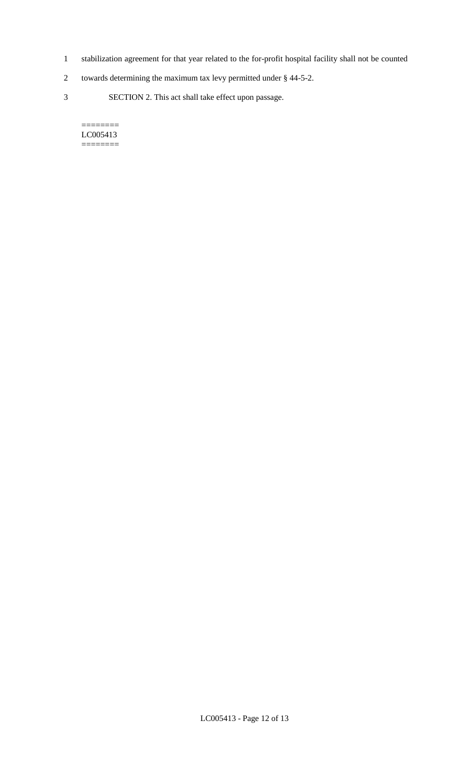stabilization agreement for that year related to the for-profit hospital facility shall not be counted towards determining the maximum tax levy permitted under § 44-5-2.

SECTION 2. This act shall take effect upon passage.

========
LC005413
========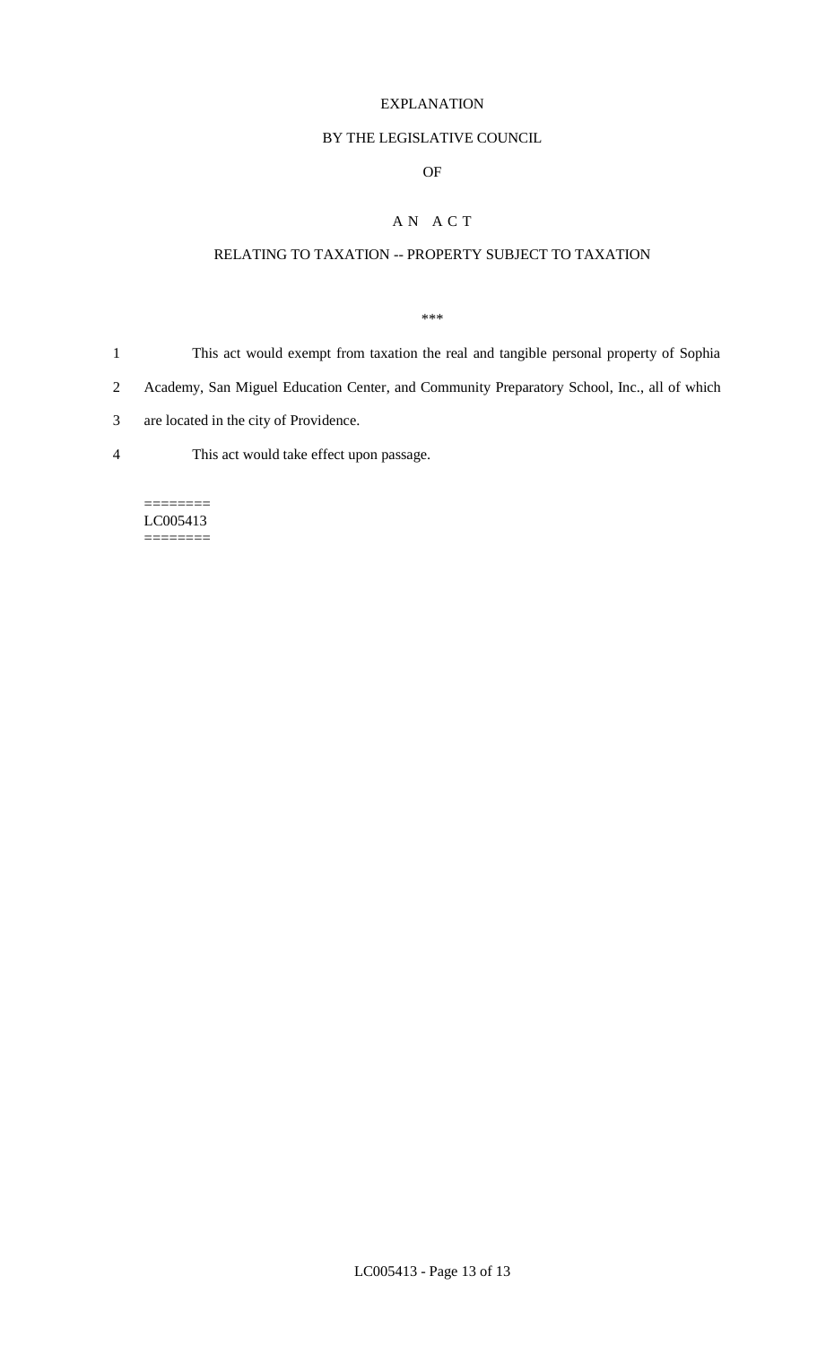EXPLANATION

BY THE LEGISLATIVE COUNCIL

OF

A N A C T

RELATING TO TAXATION -- PROPERTY SUBJECT TO TAXATION

***

This act would exempt from taxation the real and tangible personal property of Sophia Academy, San Miguel Education Center, and Community Preparatory School, Inc., all of which are located in the city of Providence.

This act would take effect upon passage.

========
LC005413
========